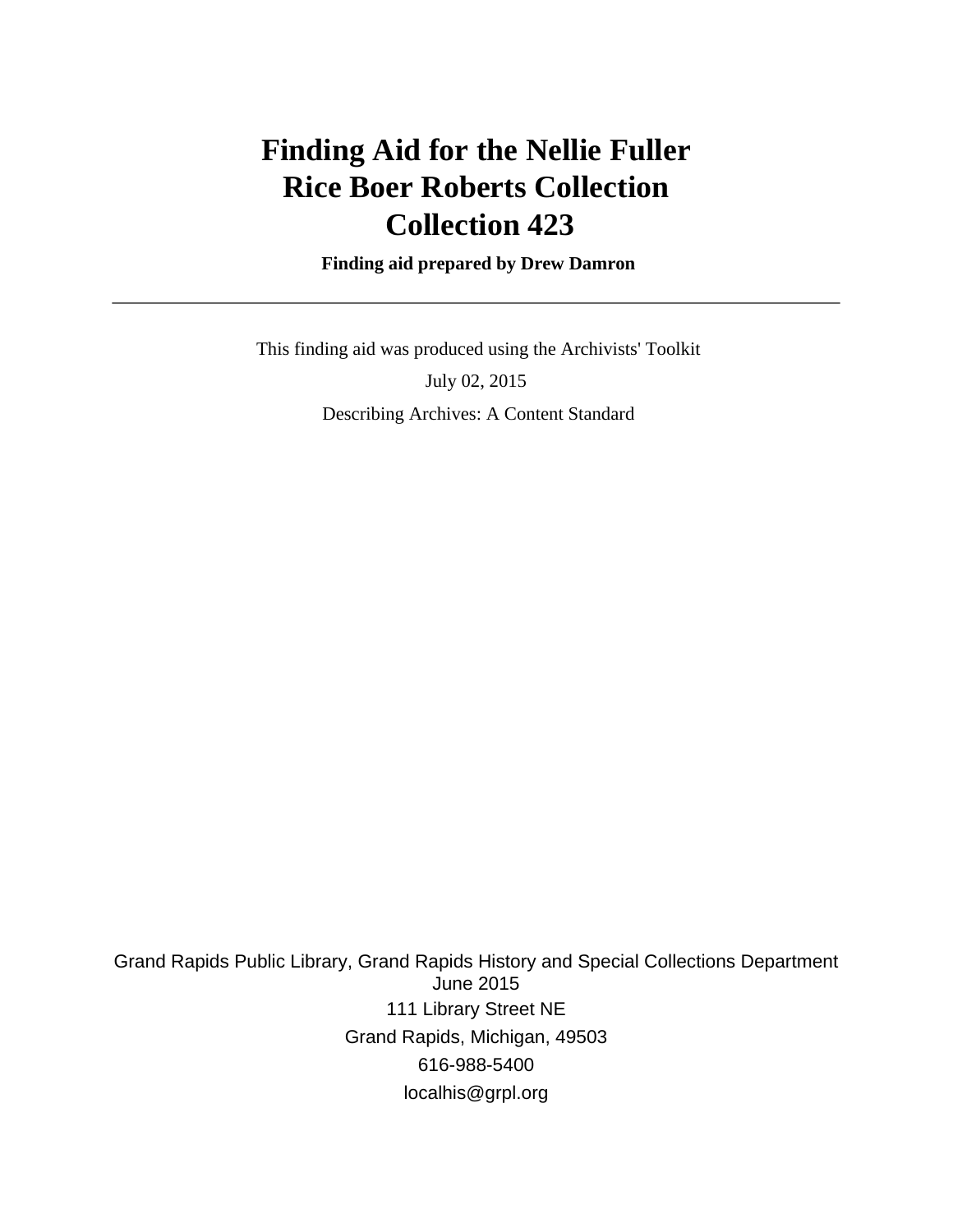# Finding Aid for the Nellie Fuller Rice Boer Roberts Collection Collection 423

**Finding aid prepared by Drew Damron**

---

This finding aid was produced using the Archivists' Toolkit

July 02, 2015

Describing Archives: A Content Standard

Grand Rapids Public Library, Grand Rapids History and Special Collections Department
June 2015
111 Library Street NE
Grand Rapids, Michigan, 49503
616-988-5400
localhis@grpl.org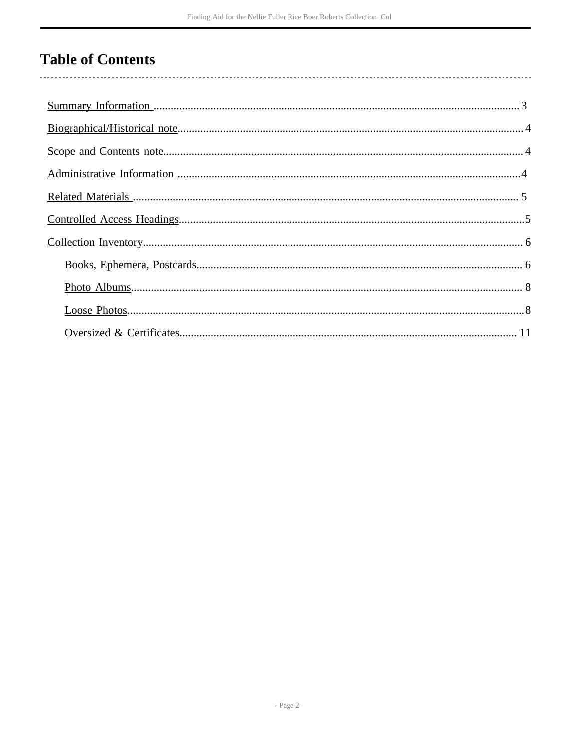# Table of Contents

- Summary Information ........................................ 3
- Biographical/Historical note ........................................ 4
- Scope and Contents note ........................................ 4
- Administrative Information ........................................ 4
- Related Materials ........................................ 5
- Controlled Access Headings ........................................ 5
- Collection Inventory ........................................ 6
    - Books, Ephemera, Postcards ........................................ 6
    - Photo Albums ........................................ 8
    - Loose Photos ........................................ 8
    - Oversized & Certificates ........................................ 11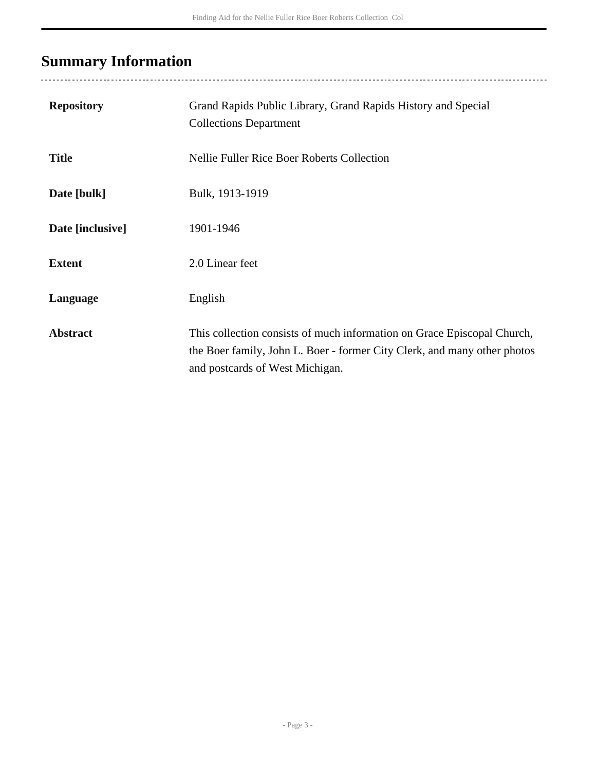## Summary Information

| | |
|---|---|
| **Repository** | Grand Rapids Public Library, Grand Rapids History and Special Collections Department |
| **Title** | Nellie Fuller Rice Boer Roberts Collection |
| **Date [bulk]** | Bulk, 1913-1919 |
| **Date [inclusive]** | 1901-1946 |
| **Extent** | 2.0 Linear feet |
| **Language** | English |
| **Abstract** | This collection consists of much information on Grace Episcopal Church, the Boer family, John L. Boer - former City Clerk, and many other photos and postcards of West Michigan. |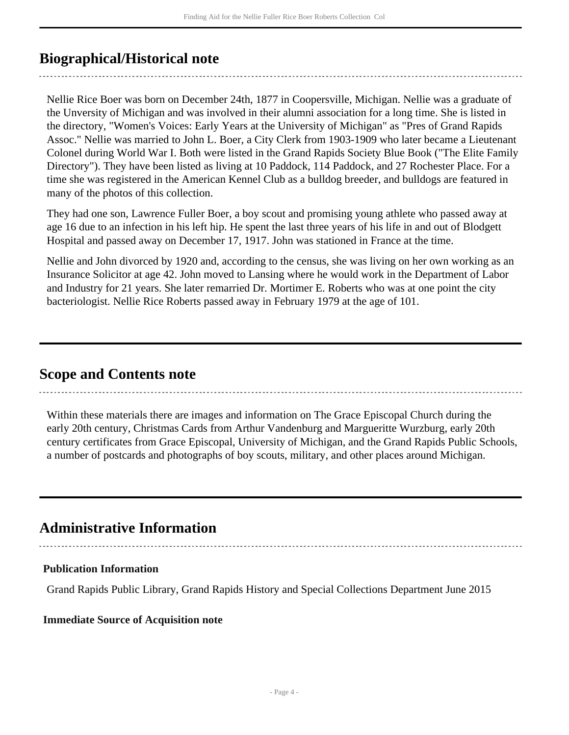## Biographical/Historical note

Nellie Rice Boer was born on December 24th, 1877 in Coopersville, Michigan. Nellie was a graduate of the Unversity of Michigan and was involved in their alumni association for a long time. She is listed in the directory, "Women's Voices: Early Years at the University of Michigan" as "Pres of Grand Rapids Assoc." Nellie was married to John L. Boer, a City Clerk from 1903-1909 who later became a Lieutenant Colonel during World War I. Both were listed in the Grand Rapids Society Blue Book ("The Elite Family Directory"). They have been listed as living at 10 Paddock, 114 Paddock, and 27 Rochester Place. For a time she was registered in the American Kennel Club as a bulldog breeder, and bulldogs are featured in many of the photos of this collection.

They had one son, Lawrence Fuller Boer, a boy scout and promising young athlete who passed away at age 16 due to an infection in his left hip. He spent the last three years of his life in and out of Blodgett Hospital and passed away on December 17, 1917. John was stationed in France at the time.

Nellie and John divorced by 1920 and, according to the census, she was living on her own working as an Insurance Solicitor at age 42. John moved to Lansing where he would work in the Department of Labor and Industry for 21 years. She later remarried Dr. Mortimer E. Roberts who was at one point the city bacteriologist. Nellie Rice Roberts passed away in February 1979 at the age of 101.

## Scope and Contents note

Within these materials there are images and information on The Grace Episcopal Church during the early 20th century, Christmas Cards from Arthur Vandenburg and Margueritte Wurzburg, early 20th century certificates from Grace Episcopal, University of Michigan, and the Grand Rapids Public Schools, a number of postcards and photographs of boy scouts, military, and other places around Michigan.

## Administrative Information

### Publication Information

Grand Rapids Public Library, Grand Rapids History and Special Collections Department June 2015

### Immediate Source of Acquisition note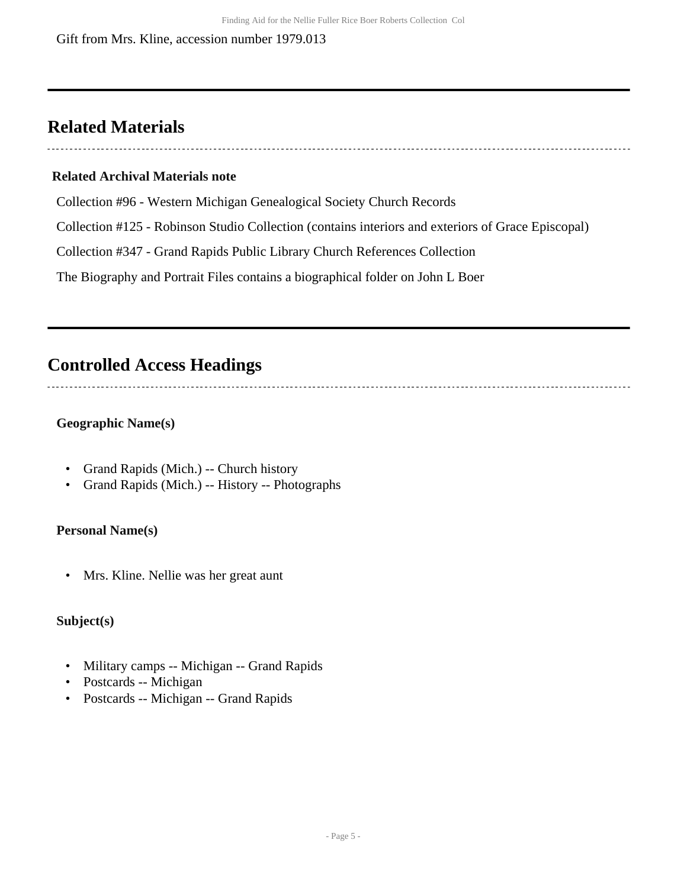Gift from Mrs. Kline, accession number 1979.013

## Related Materials

### Related Archival Materials note

Collection #96 - Western Michigan Genealogical Society Church Records

Collection #125 - Robinson Studio Collection (contains interiors and exteriors of Grace Episcopal)

Collection #347 - Grand Rapids Public Library Church References Collection

The Biography and Portrait Files contains a biographical folder on John L Boer

## Controlled Access Headings

**Geographic Name(s)**

- Grand Rapids (Mich.) -- Church history
- Grand Rapids (Mich.) -- History -- Photographs

**Personal Name(s)**

- Mrs. Kline. Nellie was her great aunt

**Subject(s)**

- Military camps -- Michigan -- Grand Rapids
- Postcards -- Michigan
- Postcards -- Michigan -- Grand Rapids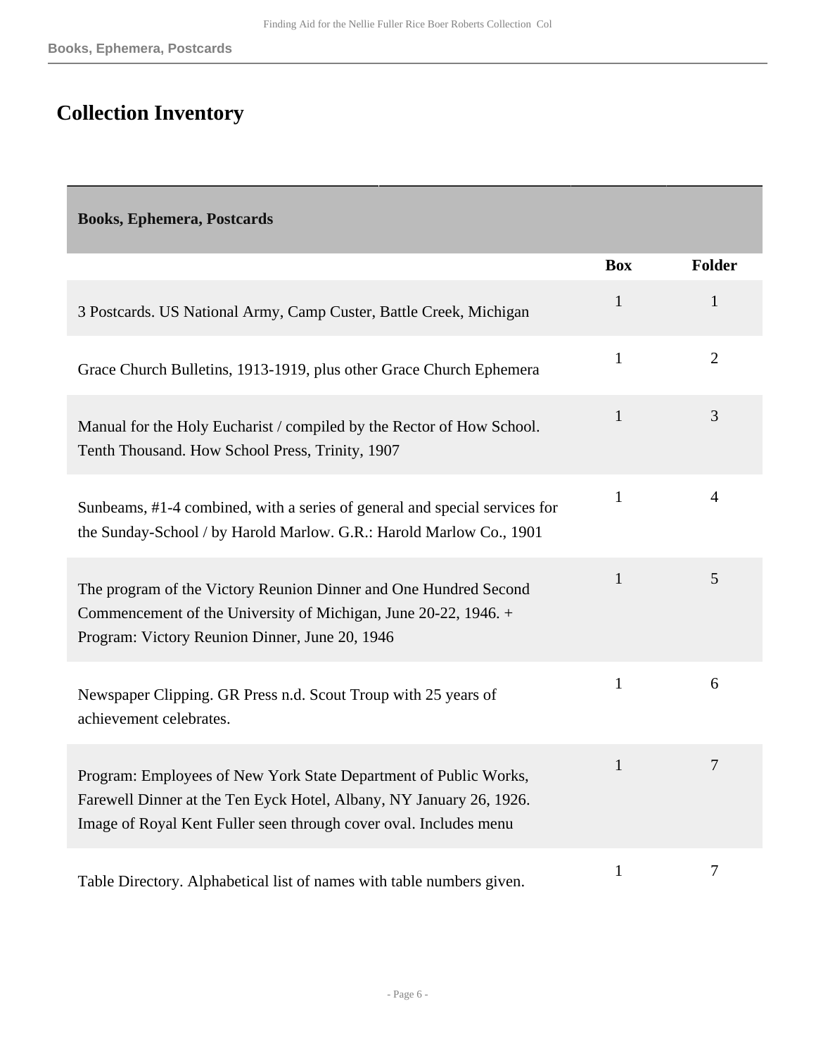# Collection Inventory

| Books, Ephemera, Postcards | | |
|---|---|---|
| | **Box** | **Folder** |
| 3 Postcards. US National Army, Camp Custer, Battle Creek, Michigan | 1 | 1 |
| Grace Church Bulletins, 1913-1919, plus other Grace Church Ephemera | 1 | 2 |
| Manual for the Holy Eucharist / compiled by the Rector of How School. Tenth Thousand. How School Press, Trinity, 1907 | 1 | 3 |
| Sunbeams, #1-4 combined, with a series of general and special services for the Sunday-School / by Harold Marlow. G.R.: Harold Marlow Co., 1901 | 1 | 4 |
| The program of the Victory Reunion Dinner and One Hundred Second Commencement of the University of Michigan, June 20-22, 1946. + Program: Victory Reunion Dinner, June 20, 1946 | 1 | 5 |
| Newspaper Clipping. GR Press n.d. Scout Troup with 25 years of achievement celebrates. | 1 | 6 |
| Program: Employees of New York State Department of Public Works, Farewell Dinner at the Ten Eyck Hotel, Albany, NY January 26, 1926. Image of Royal Kent Fuller seen through cover oval. Includes menu | 1 | 7 |
| Table Directory. Alphabetical list of names with table numbers given. | 1 | 7 |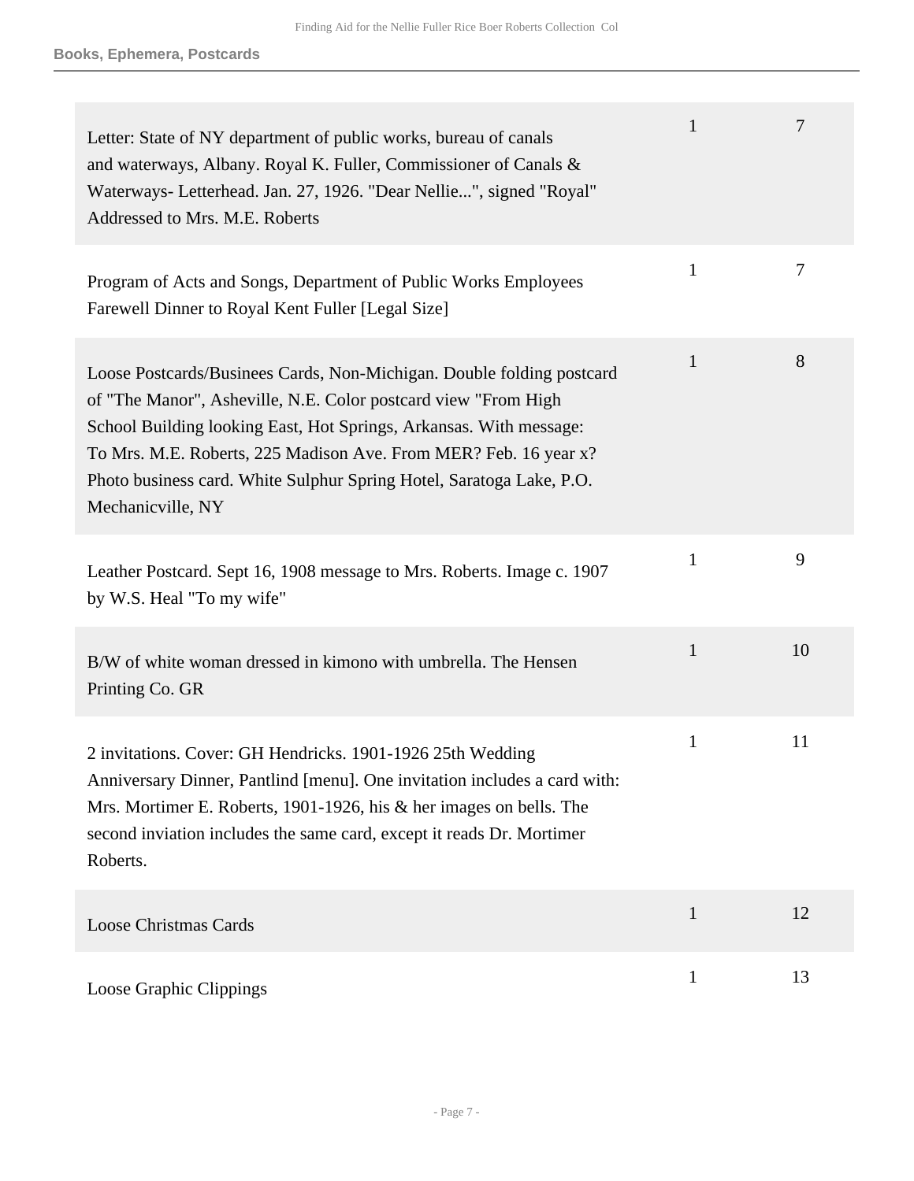| | | |
|---|---|---|
| Letter: State of NY department of public works, bureau of canals and waterways, Albany. Royal K. Fuller, Commissioner of Canals & Waterways- Letterhead. Jan. 27, 1926. "Dear Nellie...", signed "Royal" Addressed to Mrs. M.E. Roberts | 1 | 7 |
| Program of Acts and Songs, Department of Public Works Employees Farewell Dinner to Royal Kent Fuller [Legal Size] | 1 | 7 |
| Loose Postcards/Businees Cards, Non-Michigan. Double folding postcard of "The Manor", Asheville, N.E. Color postcard view "From High School Building looking East, Hot Springs, Arkansas. With message: To Mrs. M.E. Roberts, 225 Madison Ave. From MER? Feb. 16 year x? Photo business card. White Sulphur Spring Hotel, Saratoga Lake, P.O. Mechanicville, NY | 1 | 8 |
| Leather Postcard. Sept 16, 1908 message to Mrs. Roberts. Image c. 1907 by W.S. Heal "To my wife" | 1 | 9 |
| B/W of white woman dressed in kimono with umbrella. The Hensen Printing Co. GR | 1 | 10 |
| 2 invitations. Cover: GH Hendricks. 1901-1926 25th Wedding Anniversary Dinner, Pantlind [menu]. One invitation includes a card with: Mrs. Mortimer E. Roberts, 1901-1926, his & her images on bells. The second inviation includes the same card, except it reads Dr. Mortimer Roberts. | 1 | 11 |
| Loose Christmas Cards | 1 | 12 |
| Loose Graphic Clippings | 1 | 13 |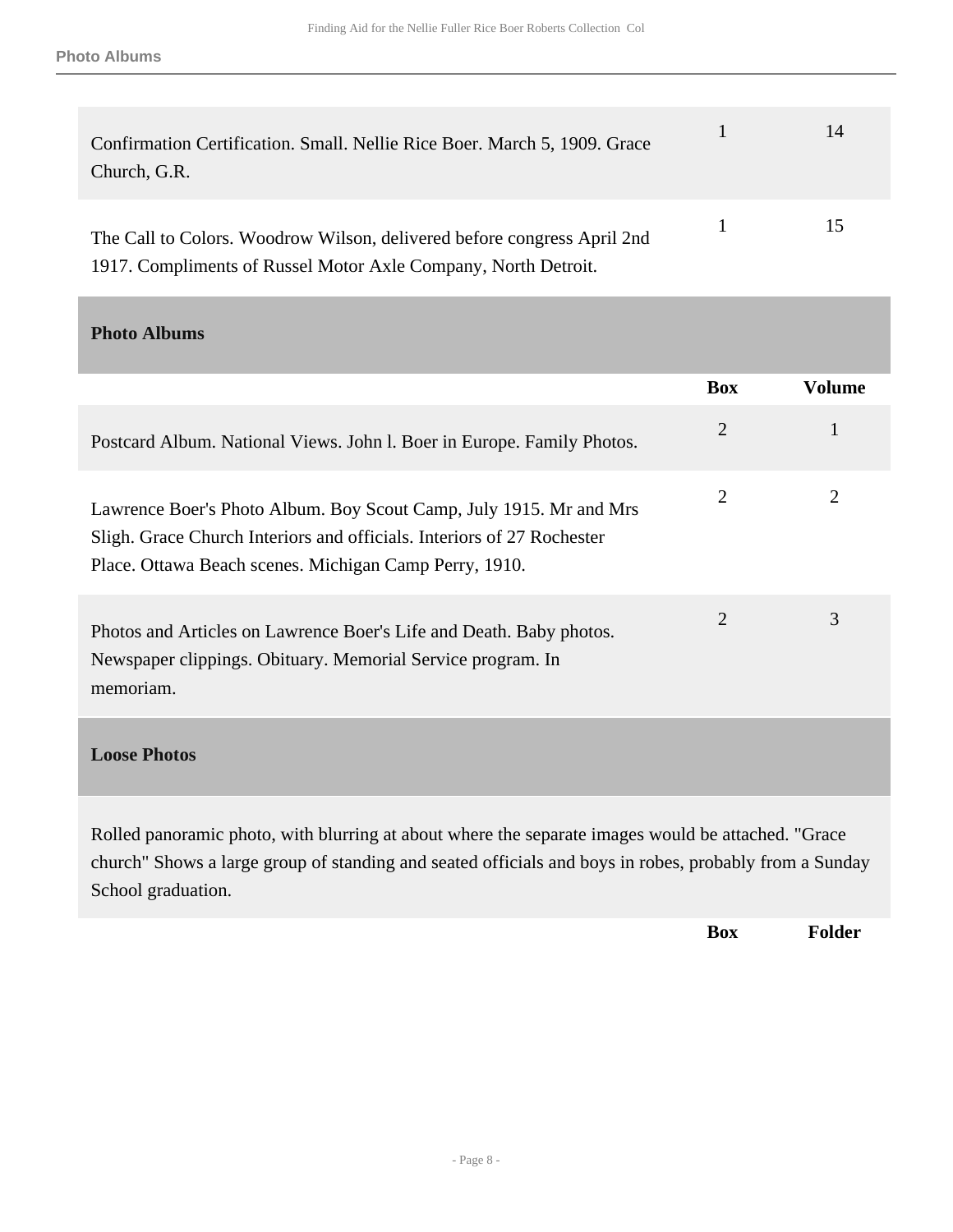| | | |
|---|---|---|
| Confirmation Certification. Small. Nellie Rice Boer. March 5, 1909. Grace Church, G.R. | 1 | 14 |
| The Call to Colors. Woodrow Wilson, delivered before congress April 2nd 1917. Compliments of Russel Motor Axle Company, North Detroit. | 1 | 15 |

## Photo Albums

| | Box | Volume |
|---|---|---|
| Postcard Album. National Views. John l. Boer in Europe. Family Photos. | 2 | 1 |
| Lawrence Boer's Photo Album. Boy Scout Camp, July 1915. Mr and Mrs Sligh. Grace Church Interiors and officials. Interiors of 27 Rochester Place. Ottawa Beach scenes. Michigan Camp Perry, 1910. | 2 | 2 |
| Photos and Articles on Lawrence Boer's Life and Death. Baby photos. Newspaper clippings. Obituary. Memorial Service program. In memoriam. | 2 | 3 |

## Loose Photos

Rolled panoramic photo, with blurring at about where the separate images would be attached. "Grace church" Shows a large group of standing and seated officials and boys in robes, probably from a Sunday School graduation.

| | Box | Folder |
|---|---|---|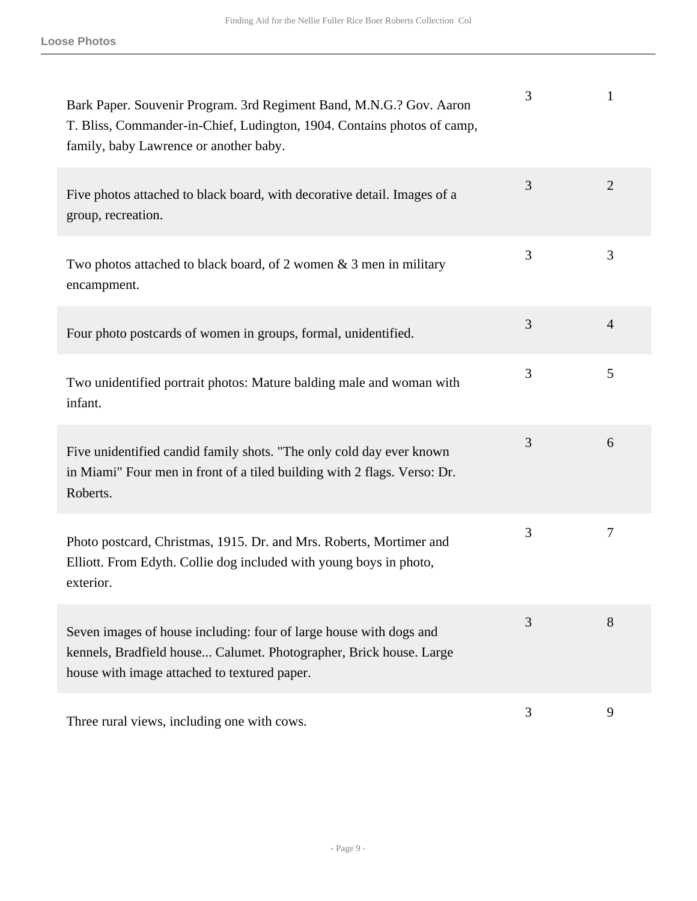| | | |
|---|---|---|
| Bark Paper. Souvenir Program. 3rd Regiment Band, M.N.G.? Gov. Aaron T. Bliss, Commander-in-Chief, Ludington, 1904. Contains photos of camp, family, baby Lawrence or another baby. | 3 | 1 |
| Five photos attached to black board, with decorative detail. Images of a group, recreation. | 3 | 2 |
| Two photos attached to black board, of 2 women & 3 men in military encampment. | 3 | 3 |
| Four photo postcards of women in groups, formal, unidentified. | 3 | 4 |
| Two unidentified portrait photos: Mature balding male and woman with infant. | 3 | 5 |
| Five unidentified candid family shots. "The only cold day ever known in Miami" Four men in front of a tiled building with 2 flags. Verso: Dr. Roberts. | 3 | 6 |
| Photo postcard, Christmas, 1915. Dr. and Mrs. Roberts, Mortimer and Elliott. From Edyth. Collie dog included with young boys in photo, exterior. | 3 | 7 |
| Seven images of house including: four of large house with dogs and kennels, Bradfield house... Calumet. Photographer, Brick house. Large house with image attached to textured paper. | 3 | 8 |
| Three rural views, including one with cows. | 3 | 9 |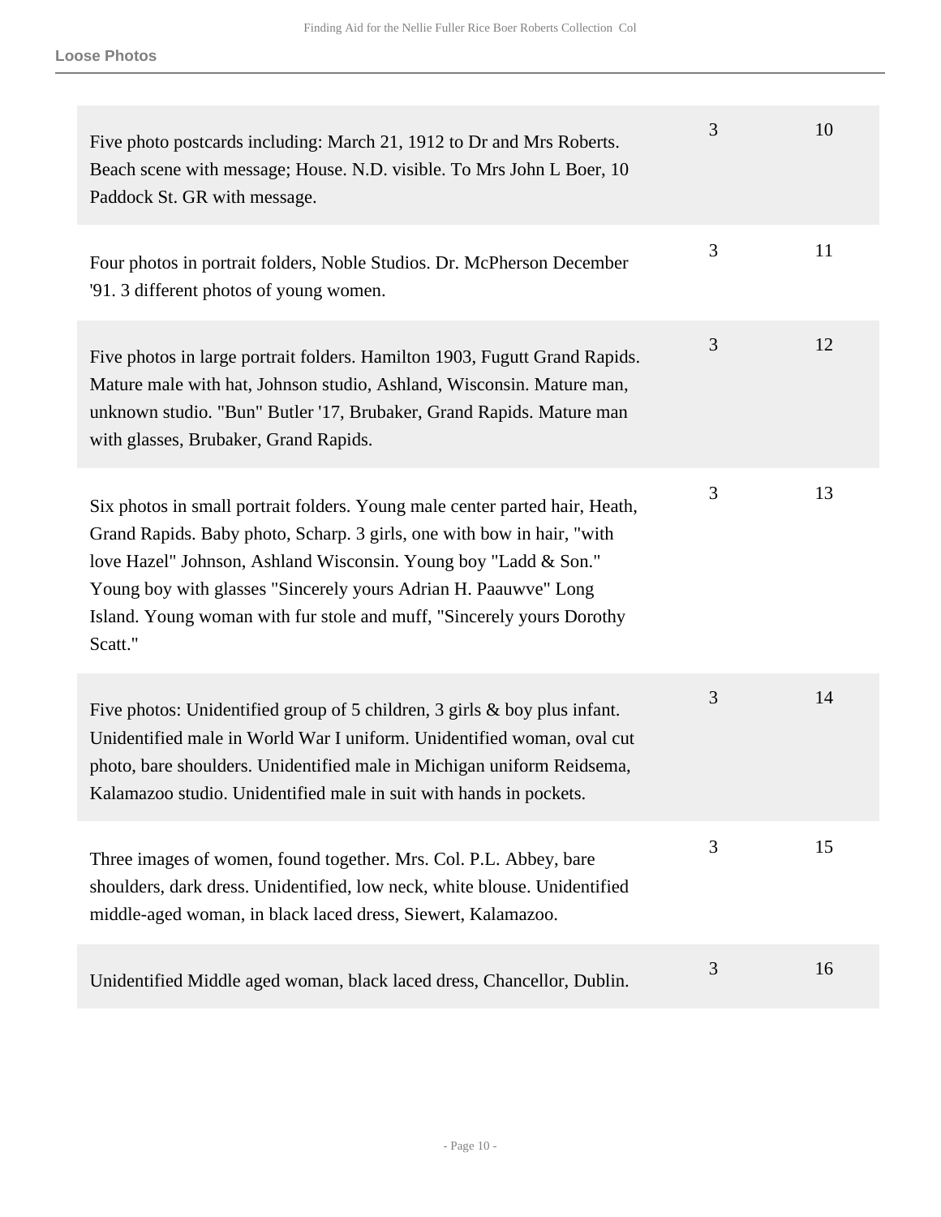## Loose Photos

| Description | Box | Folder |
|---|---|---|
| Five photo postcards including: March 21, 1912 to Dr and Mrs Roberts. Beach scene with message; House. N.D. visible. To Mrs John L Boer, 10 Paddock St. GR with message. | 3 | 10 |
| Four photos in portrait folders, Noble Studios. Dr. McPherson December '91. 3 different photos of young women. | 3 | 11 |
| Five photos in large portrait folders. Hamilton 1903, Fugutt Grand Rapids. Mature male with hat, Johnson studio, Ashland, Wisconsin. Mature man, unknown studio. "Bun" Butler '17, Brubaker, Grand Rapids. Mature man with glasses, Brubaker, Grand Rapids. | 3 | 12 |
| Six photos in small portrait folders. Young male center parted hair, Heath, Grand Rapids. Baby photo, Scharp. 3 girls, one with bow in hair, "with love Hazel" Johnson, Ashland Wisconsin. Young boy "Ladd & Son." Young boy with glasses "Sincerely yours Adrian H. Paauwve" Long Island. Young woman with fur stole and muff, "Sincerely yours Dorothy Scatt." | 3 | 13 |
| Five photos: Unidentified group of 5 children, 3 girls & boy plus infant. Unidentified male in World War I uniform. Unidentified woman, oval cut photo, bare shoulders. Unidentified male in Michigan uniform Reidsema, Kalamazoo studio. Unidentified male in suit with hands in pockets. | 3 | 14 |
| Three images of women, found together. Mrs. Col. P.L. Abbey, bare shoulders, dark dress. Unidentified, low neck, white blouse. Unidentified middle-aged woman, in black laced dress, Siewert, Kalamazoo. | 3 | 15 |
| Unidentified Middle aged woman, black laced dress, Chancellor, Dublin. | 3 | 16 |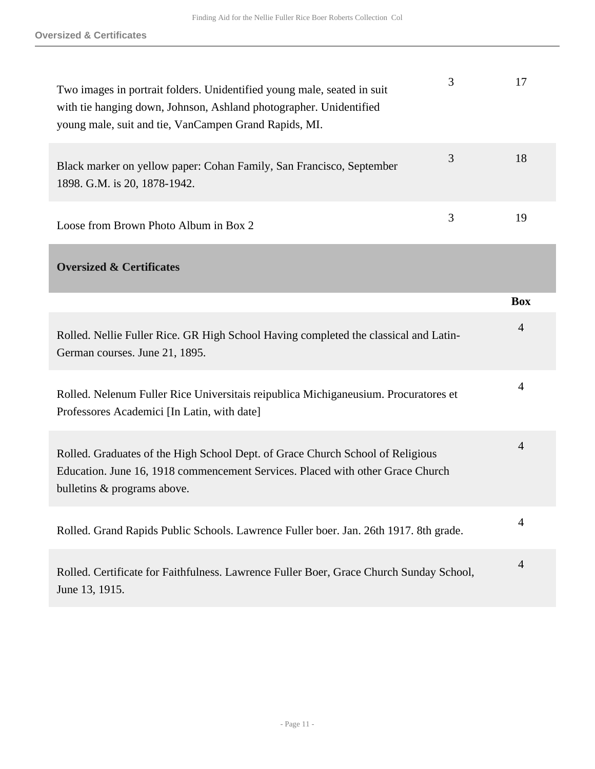| | | |
|---|---|---|
| Two images in portrait folders. Unidentified young male, seated in suit with tie hanging down, Johnson, Ashland photographer. Unidentified young male, suit and tie, VanCampen Grand Rapids, MI. | 3 | 17 |
| Black marker on yellow paper: Cohan Family, San Francisco, September 1898. G.M. is 20, 1878-1942. | 3 | 18 |
| Loose from Brown Photo Album in Box 2 | 3 | 19 |

## Oversized & Certificates

| | Box |
|---|---|
| Rolled. Nellie Fuller Rice. GR High School Having completed the classical and Latin-German courses. June 21, 1895. | 4 |
| Rolled. Nelenum Fuller Rice Universitais reipublica Michiganeusium. Procuratores et Professores Academici [In Latin, with date] | 4 |
| Rolled. Graduates of the High School Dept. of Grace Church School of Religious Education. June 16, 1918 commencement Services. Placed with other Grace Church bulletins & programs above. | 4 |
| Rolled. Grand Rapids Public Schools. Lawrence Fuller boer. Jan. 26th 1917. 8th grade. | 4 |
| Rolled. Certificate for Faithfulness. Lawrence Fuller Boer, Grace Church Sunday School, June 13, 1915. | 4 |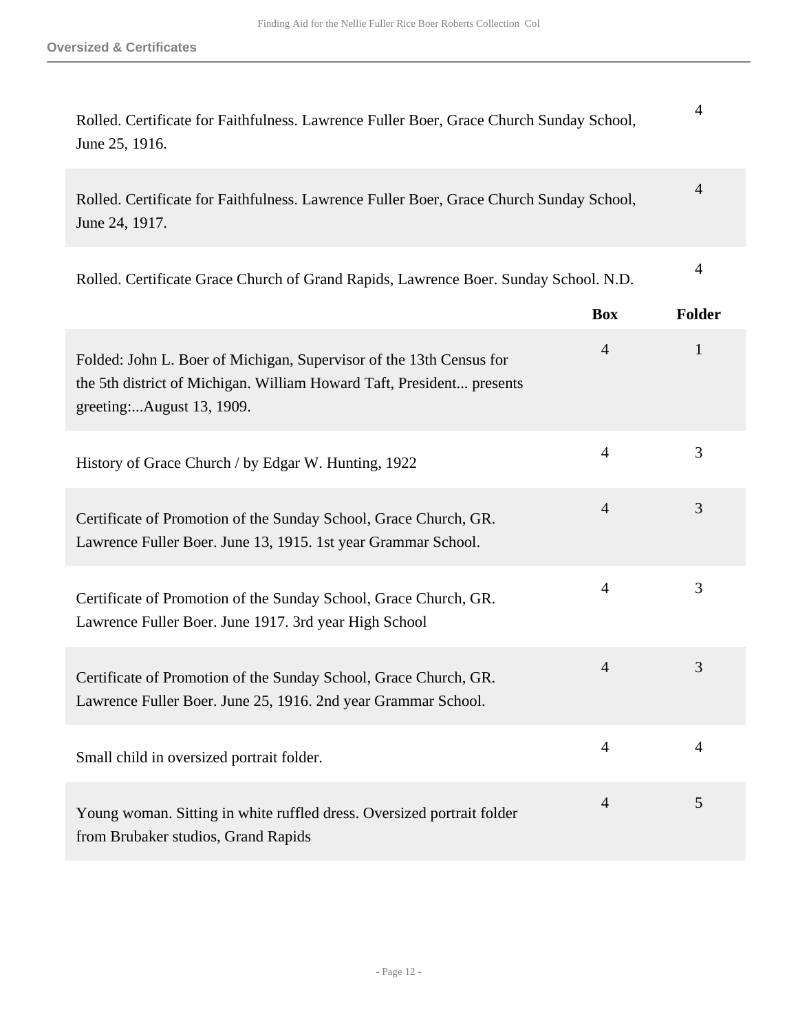## Oversized & Certificates

| | Box | Folder |
|---|---|---|
| Rolled. Certificate for Faithfulness. Lawrence Fuller Boer, Grace Church Sunday School, June 25, 1916. | | 4 |
| Rolled. Certificate for Faithfulness. Lawrence Fuller Boer, Grace Church Sunday School, June 24, 1917. | | 4 |
| Rolled. Certificate Grace Church of Grand Rapids, Lawrence Boer. Sunday School. N.D. | | 4 |

| | Box | Folder |
|---|---|---|
| Folded: John L. Boer of Michigan, Supervisor of the 13th Census for the 5th district of Michigan. William Howard Taft, President... presents greeting:...August 13, 1909. | 4 | 1 |
| History of Grace Church / by Edgar W. Hunting, 1922 | 4 | 3 |
| Certificate of Promotion of the Sunday School, Grace Church, GR. Lawrence Fuller Boer. June 13, 1915. 1st year Grammar School. | 4 | 3 |
| Certificate of Promotion of the Sunday School, Grace Church, GR. Lawrence Fuller Boer. June 1917. 3rd year High School | 4 | 3 |
| Certificate of Promotion of the Sunday School, Grace Church, GR. Lawrence Fuller Boer. June 25, 1916. 2nd year Grammar School. | 4 | 3 |
| Small child in oversized portrait folder. | 4 | 4 |
| Young woman. Sitting in white ruffled dress. Oversized portrait folder from Brubaker studios, Grand Rapids | 4 | 5 |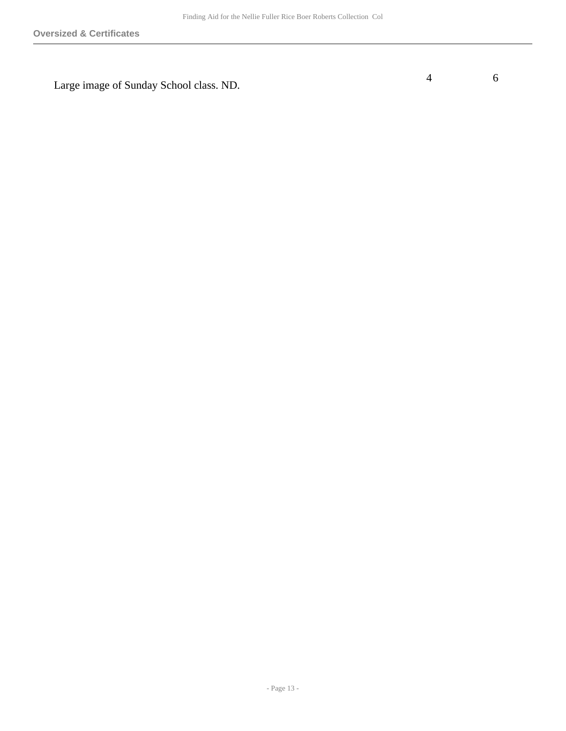| | | |
|---|---|---|
| Large image of Sunday School class. ND. | 4 | 6 |